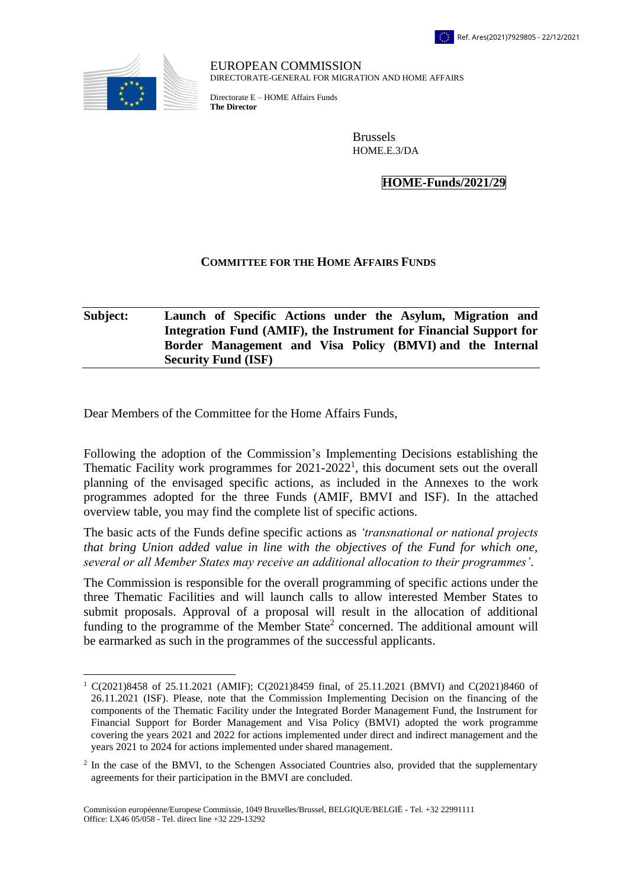Ref. Ares(2021)7929805 - 22/12/2021

EUROPEAN COMMISSION
DIRECTORATE-GENERAL FOR MIGRATION AND HOME AFFAIRS

Directorate E – HOME Affairs Funds
**The Director**

Brussels
HOME.E.3/DA

**HOME-Funds/2021/29**

## COMMITTEE FOR THE HOME AFFAIRS FUNDS

**Subject: Launch of Specific Actions under the Asylum, Migration and Integration Fund (AMIF), the Instrument for Financial Support for Border Management and Visa Policy (BMVI) and the Internal Security Fund (ISF)**

Dear Members of the Committee for the Home Affairs Funds,

Following the adoption of the Commission's Implementing Decisions establishing the Thematic Facility work programmes for 2021-2022[1], this document sets out the overall planning of the envisaged specific actions, as included in the Annexes to the work programmes adopted for the three Funds (AMIF, BMVI and ISF). In the attached overview table, you may find the complete list of specific actions.

The basic acts of the Funds define specific actions as *'transnational or national projects that bring Union added value in line with the objectives of the Fund for which one, several or all Member States may receive an additional allocation to their programmes'*.

The Commission is responsible for the overall programming of specific actions under the three Thematic Facilities and will launch calls to allow interested Member States to submit proposals. Approval of a proposal will result in the allocation of additional funding to the programme of the Member State[2] concerned. The additional amount will be earmarked as such in the programmes of the successful applicants.

---

[1] C(2021)8458 of 25.11.2021 (AMIF); C(2021)8459 final, of 25.11.2021 (BMVI) and C(2021)8460 of 26.11.2021 (ISF). Please, note that the Commission Implementing Decision on the financing of the components of the Thematic Facility under the Integrated Border Management Fund, the Instrument for Financial Support for Border Management and Visa Policy (BMVI) adopted the work programme covering the years 2021 and 2022 for actions implemented under direct and indirect management and the years 2021 to 2024 for actions implemented under shared management.

[2] In the case of the BMVI, to the Schengen Associated Countries also, provided that the supplementary agreements for their participation in the BMVI are concluded.

Commission européenne/Europese Commissie, 1049 Bruxelles/Brussel, BELGIQUE/BELGIË - Tel. +32 22991111
Office: LX46 05/058 - Tel. direct line +32 229-13292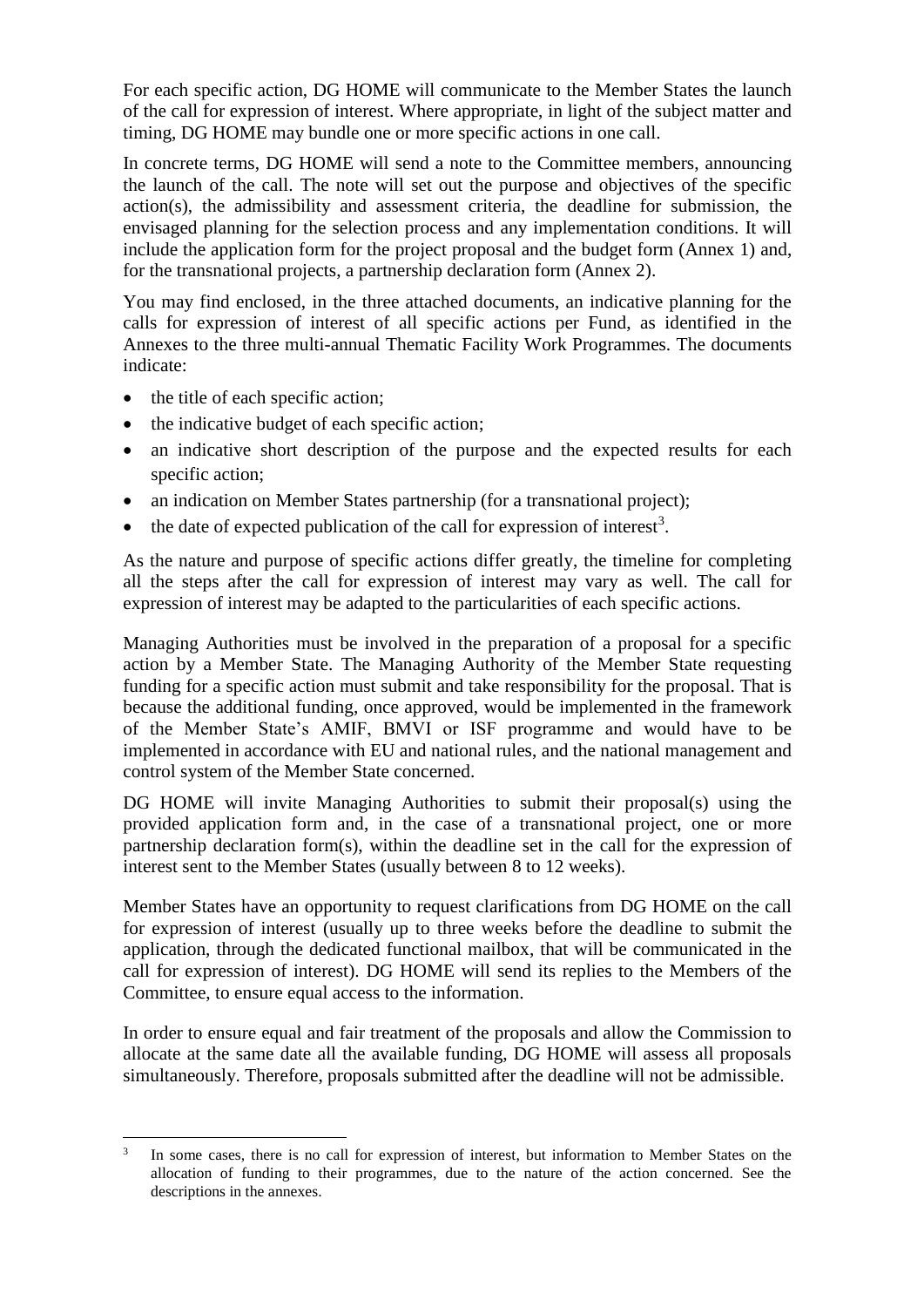For each specific action, DG HOME will communicate to the Member States the launch of the call for expression of interest. Where appropriate, in light of the subject matter and timing, DG HOME may bundle one or more specific actions in one call.

In concrete terms, DG HOME will send a note to the Committee members, announcing the launch of the call. The note will set out the purpose and objectives of the specific action(s), the admissibility and assessment criteria, the deadline for submission, the envisaged planning for the selection process and any implementation conditions. It will include the application form for the project proposal and the budget form (Annex 1) and, for the transnational projects, a partnership declaration form (Annex 2).

You may find enclosed, in the three attached documents, an indicative planning for the calls for expression of interest of all specific actions per Fund, as identified in the Annexes to the three multi-annual Thematic Facility Work Programmes. The documents indicate:

- the title of each specific action;
- the indicative budget of each specific action;
- an indicative short description of the purpose and the expected results for each specific action;
- an indication on Member States partnership (for a transnational project);
- the date of expected publication of the call for expression of interest[3].

As the nature and purpose of specific actions differ greatly, the timeline for completing all the steps after the call for expression of interest may vary as well. The call for expression of interest may be adapted to the particularities of each specific actions.

Managing Authorities must be involved in the preparation of a proposal for a specific action by a Member State. The Managing Authority of the Member State requesting funding for a specific action must submit and take responsibility for the proposal. That is because the additional funding, once approved, would be implemented in the framework of the Member State's AMIF, BMVI or ISF programme and would have to be implemented in accordance with EU and national rules, and the national management and control system of the Member State concerned.

DG HOME will invite Managing Authorities to submit their proposal(s) using the provided application form and, in the case of a transnational project, one or more partnership declaration form(s), within the deadline set in the call for the expression of interest sent to the Member States (usually between 8 to 12 weeks).

Member States have an opportunity to request clarifications from DG HOME on the call for expression of interest (usually up to three weeks before the deadline to submit the application, through the dedicated functional mailbox, that will be communicated in the call for expression of interest). DG HOME will send its replies to the Members of the Committee, to ensure equal access to the information.

In order to ensure equal and fair treatment of the proposals and allow the Commission to allocate at the same date all the available funding, DG HOME will assess all proposals simultaneously. Therefore, proposals submitted after the deadline will not be admissible.

---

[3] In some cases, there is no call for expression of interest, but information to Member States on the allocation of funding to their programmes, due to the nature of the action concerned. See the descriptions in the annexes.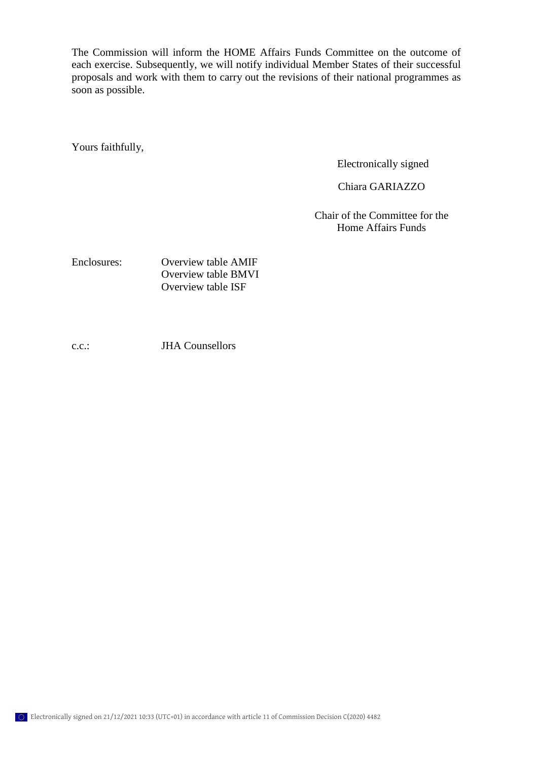The Commission will inform the HOME Affairs Funds Committee on the outcome of each exercise. Subsequently, we will notify individual Member States of their successful proposals and work with them to carry out the revisions of their national programmes as soon as possible.

Yours faithfully,

Electronically signed

Chiara GARIAZZO

Chair of the Committee for the Home Affairs Funds

Enclosures: Overview table AMIF
Overview table BMVI
Overview table ISF

c.c.: JHA Counsellors

Electronically signed on 21/12/2021 10:33 (UTC+01) in accordance with article 11 of Commission Decision C(2020) 4482